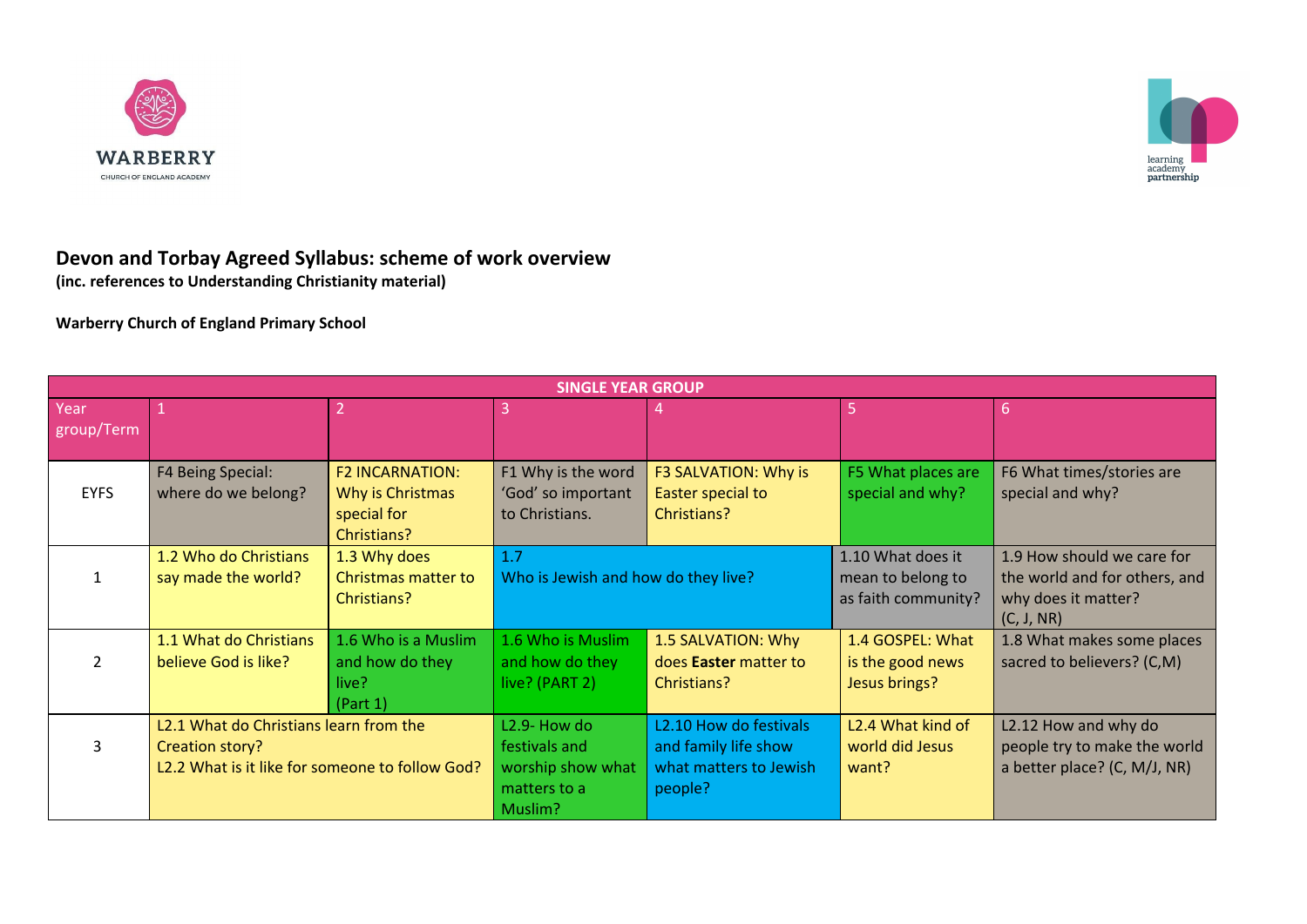WARBERRY
CHURCH OF ENGLAND ACADEMY

learning academy partnership

# Devon and Torbay Agreed Syllabus: scheme of work overview

**(inc. references to Understanding Christianity material)**

**Warberry Church of England Primary School**

| SINGLE YEAR GROUP | | | | | | |
|---|---|---|---|---|---|---|
| Year group/Term | 1 | 2 | 3 | 4 | 5 | 6 |
| EYFS | F4 Being Special: where do we belong? | F2 INCARNATION: Why is Christmas special for Christians? | F1 Why is the word 'God' so important to Christians. | F3 SALVATION: Why is Easter special to Christians? | F5 What places are special and why? | F6 What times/stories are special and why? |
| 1 | 1.2 Who do Christians say made the world? | 1.3 Why does Christmas matter to Christians? | 1.7 Who is Jewish and how do they live? | | 1.10 What does it mean to belong to as faith community? | 1.9 How should we care for the world and for others, and why does it matter? (C, J, NR) |
| 2 | 1.1 What do Christians believe God is like? | 1.6 Who is a Muslim and how do they live? (Part 1) | 1.6 Who is Muslim and how do they live? (PART 2) | 1.5 SALVATION: Why does **Easter** matter to Christians? | 1.4 GOSPEL: What is the good news Jesus brings? | 1.8 What makes some places sacred to believers? (C,M) |
| 3 | L2.1 What do Christians learn from the Creation story?<br>L2.2 What is it like for someone to follow God? | | L2.9- How do festivals and worship show what matters to a Muslim? | L2.10 How do festivals and family life show what matters to Jewish people? | L2.4 What kind of world did Jesus want? | L2.12 How and why do people try to make the world a better place? (C, M/J, NR) |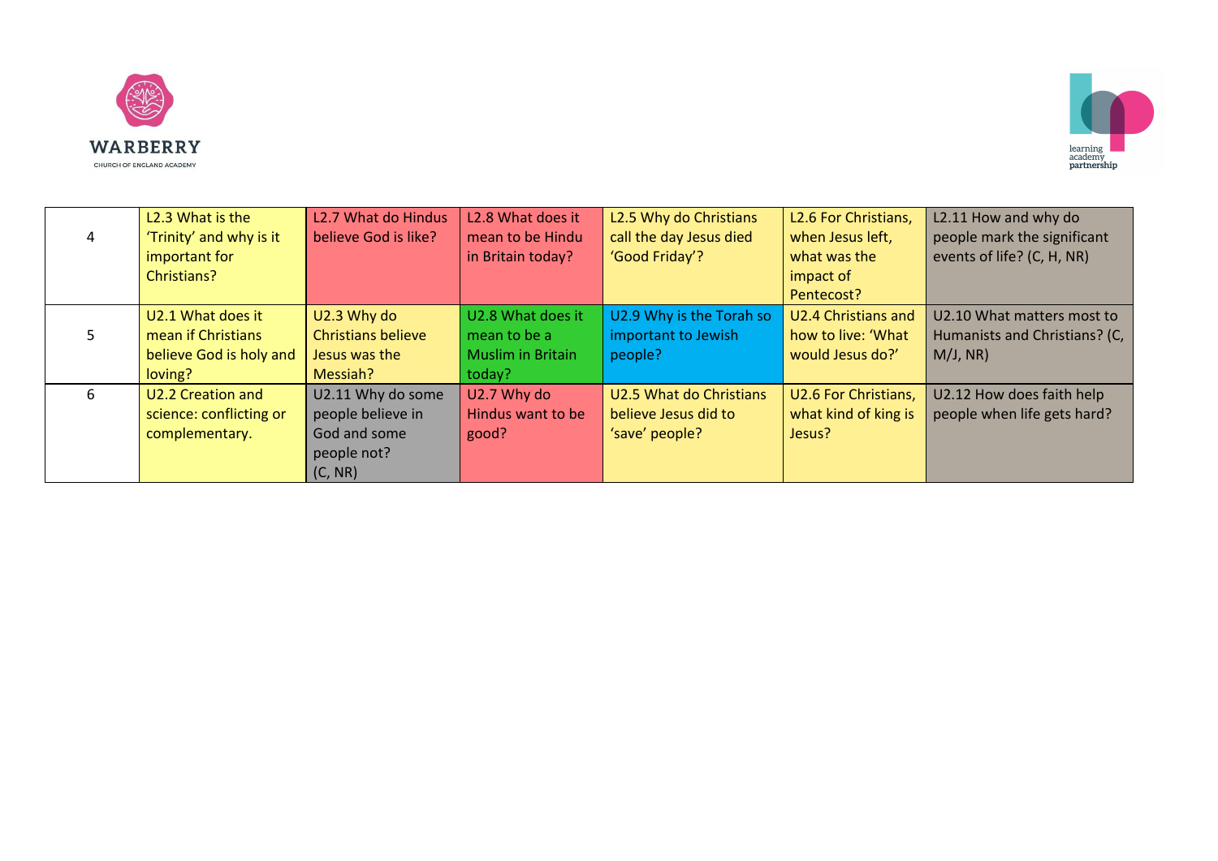| | | | | | | |
|---|---|---|---|---|---|---|
| 4 | L2.3 What is the 'Trinity' and why is it important for Christians? | L2.7 What do Hindus believe God is like? | L2.8 What does it mean to be Hindu in Britain today? | L2.5 Why do Christians call the day Jesus died 'Good Friday'? | L2.6 For Christians, when Jesus left, what was the impact of Pentecost? | L2.11 How and why do people mark the significant events of life? (C, H, NR) |
| 5 | U2.1 What does it mean if Christians believe God is holy and loving? | U2.3 Why do Christians believe Jesus was the Messiah? | U2.8 What does it mean to be a Muslim in Britain today? | U2.9 Why is the Torah so important to Jewish people? | U2.4 Christians and how to live: 'What would Jesus do?' | U2.10 What matters most to Humanists and Christians? (C, M/J, NR) |
| 6 | U2.2 Creation and science: conflicting or complementary. | U2.11 Why do some people believe in God and some people not? (C, NR) | U2.7 Why do Hindus want to be good? | U2.5 What do Christians believe Jesus did to 'save' people? | U2.6 For Christians, what kind of king is Jesus? | U2.12 How does faith help people when life gets hard? |